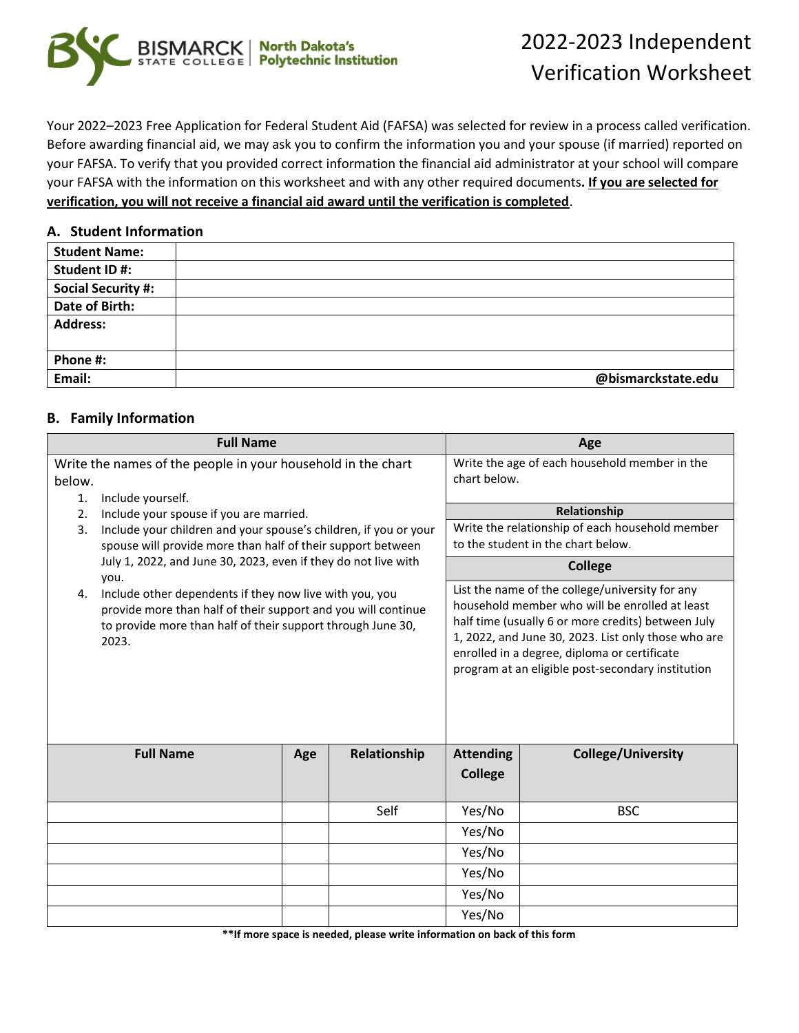BISMARCK STATE COLLEGE | North Dakota's Polytechnic Institution

# 2022-2023 Independent Verification Worksheet

Your 2022–2023 Free Application for Federal Student Aid (FAFSA) was selected for review in a process called verification. Before awarding financial aid, we may ask you to confirm the information you and your spouse (if married) reported on your FAFSA. To verify that you provided correct information the financial aid administrator at your school will compare your FAFSA with the information on this worksheet and with any other required documents. **__If you are selected for verification, you will not receive a financial aid award until the verification is completed__**.

## A. Student Information

| | |
|---|---|
| **Student Name:** | |
| **Student ID #:** | |
| **Social Security #:** | |
| **Date of Birth:** | |
| **Address:** | |
| **Phone #:** | |
| **Email:** | **@bismarckstate.edu** |

## B. Family Information

**Full Name**

Write the names of the people in your household in the chart below.

1. Include yourself.
2. Include your spouse if you are married.
3. Include your children and your spouse's children, if you or your spouse will provide more than half of their support between July 1, 2022, and June 30, 2023, even if they do not live with you.
4. Include other dependents if they now live with you, you provide more than half of their support and you will continue to provide more than half of their support through June 30, 2023.

**Age**

Write the age of each household member in the chart below.

**Relationship**

Write the relationship of each household member to the student in the chart below.

**College**

List the name of the college/university for any household member who will be enrolled at least half time (usually 6 or more credits) between July 1, 2022, and June 30, 2023. List only those who are enrolled in a degree, diploma or certificate program at an eligible post-secondary institution

| Full Name | Age | Relationship | Attending College | College/University |
|---|---|---|---|---|
| | | Self | Yes/No | BSC |
| | | | Yes/No | |
| | | | Yes/No | |
| | | | Yes/No | |
| | | | Yes/No | |
| | | | Yes/No | |

**\*\*If more space is needed, please write information on back of this form**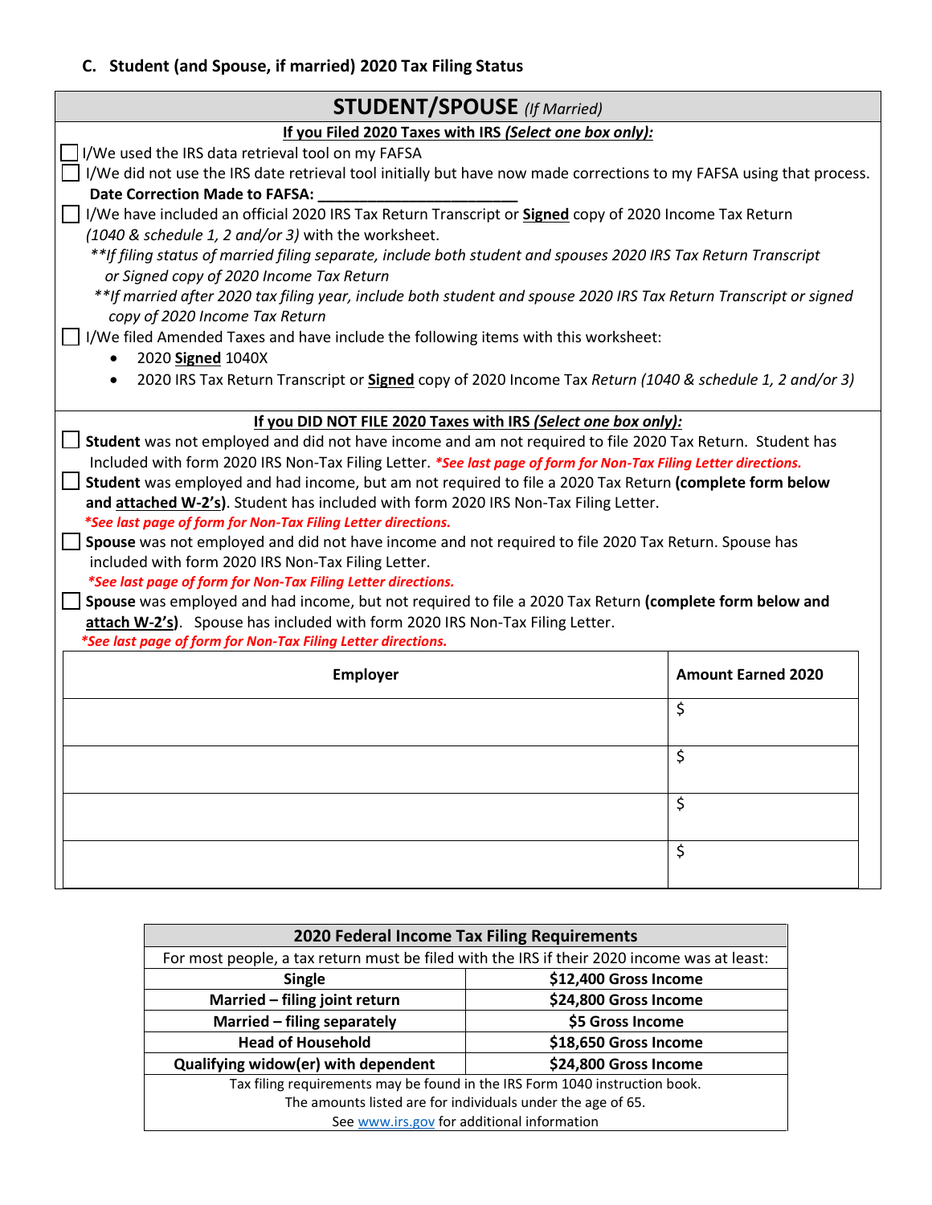### C. Student (and Spouse, if married) 2020 Tax Filing Status

## STUDENT/SPOUSE *(If Married)*

**<u>If you Filed 2020 Taxes with IRS *(Select one box only)*:</u>**

☐ I/We used the IRS data retrieval tool on my FAFSA

☐ I/We did not use the IRS date retrieval tool initially but have now made corrections to my FAFSA using that process.
**Date Correction Made to FAFSA: ________________________**

☐ I/We have included an official 2020 IRS Tax Return Transcript or **<u>Signed</u>** copy of 2020 Income Tax Return *(1040 & schedule 1, 2 and/or 3)* with the worksheet.
*\*\*If filing status of married filing separate, include both student and spouses 2020 IRS Tax Return Transcript or Signed copy of 2020 Income Tax Return*
*\*\*If married after 2020 tax filing year, include both student and spouse 2020 IRS Tax Return Transcript or signed copy of 2020 Income Tax Return*

☐ I/We filed Amended Taxes and have include the following items with this worksheet:

- 2020 **<u>Signed</u>** 1040X
- 2020 IRS Tax Return Transcript or **<u>Signed</u>** copy of 2020 Income Tax *Return (1040 & schedule 1, 2 and/or 3)*

**<u>If you DID NOT FILE 2020 Taxes with IRS *(Select one box only)*:</u>**

☐ **Student** was not employed and did not have income and am not required to file 2020 Tax Return. Student has Included with form 2020 IRS Non-Tax Filing Letter. ***\*See last page of form for Non-Tax Filing Letter directions.***

☐ **Student** was employed and had income, but am not required to file a 2020 Tax Return **(complete form below and <u>attached W-2's</u>)**. Student has included with form 2020 IRS Non-Tax Filing Letter.
***\*See last page of form for Non-Tax Filing Letter directions.***

☐ **Spouse** was not employed and did not have income and not required to file 2020 Tax Return. Spouse has included with form 2020 IRS Non-Tax Filing Letter.
***\*See last page of form for Non-Tax Filing Letter directions.***

☐ **Spouse** was employed and had income, but not required to file a 2020 Tax Return **(complete form below and <u>attach W-2's</u>)**. Spouse has included with form 2020 IRS Non-Tax Filing Letter.
***\*See last page of form for Non-Tax Filing Letter directions.***

| Employer | Amount Earned 2020 |
|---|---|
| | $ |
| | $ |
| | $ |
| | $ |

| 2020 Federal Income Tax Filing Requirements | |
|---|---|
| For most people, a tax return must be filed with the IRS if their 2020 income was at least: | |
| **Single** | **$12,400 Gross Income** |
| **Married – filing joint return** | **$24,800 Gross Income** |
| **Married – filing separately** | **$5 Gross Income** |
| **Head of Household** | **$18,650 Gross Income** |
| **Qualifying widow(er) with dependent** | **$24,800 Gross Income** |
| Tax filing requirements may be found in the IRS Form 1040 instruction book. The amounts listed are for individuals under the age of 65. See www.irs.gov for additional information | |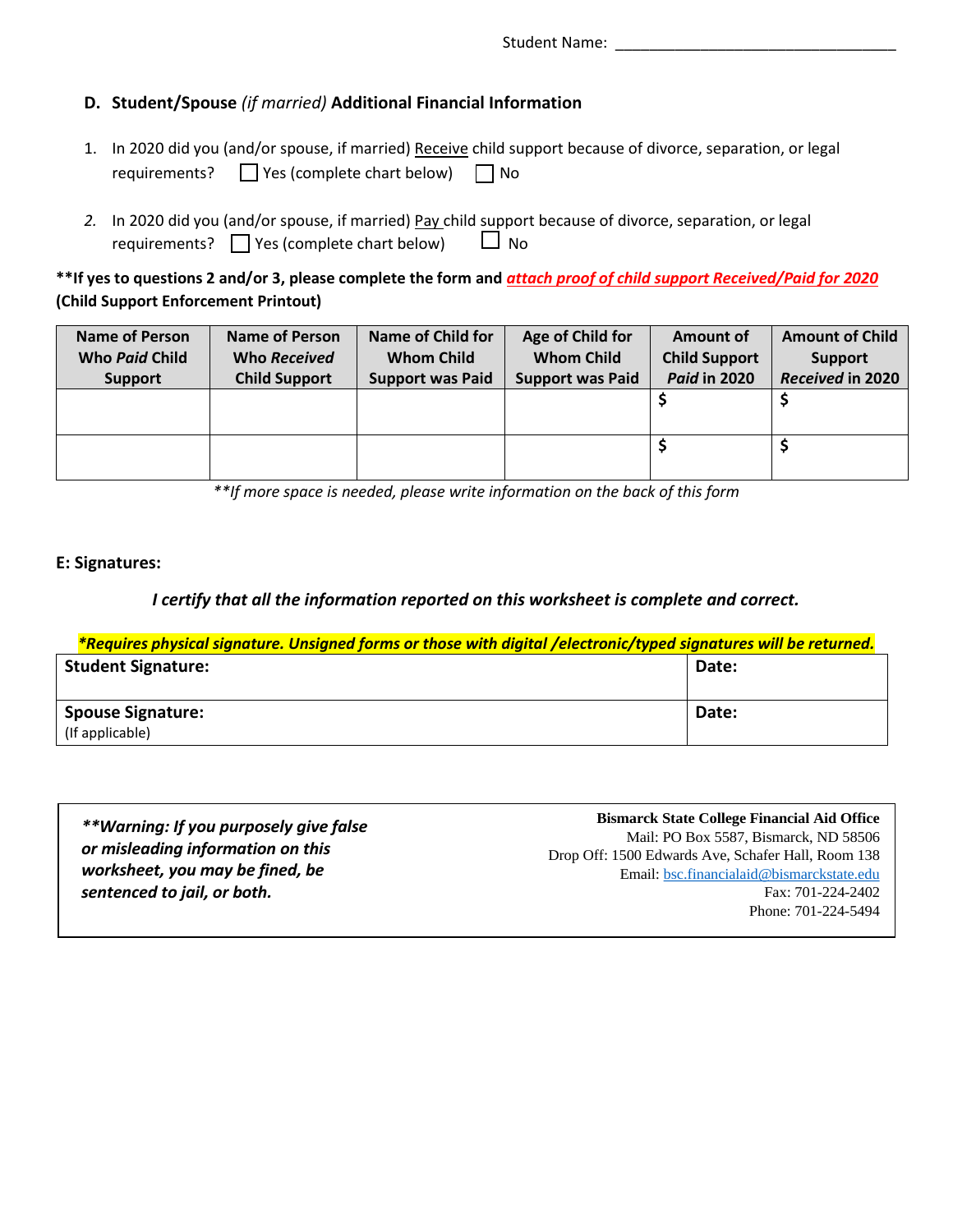Student Name: ________________________________

## D. Student/Spouse *(if married)* Additional Financial Information

1. In 2020 did you (and/or spouse, if married) Receive child support because of divorce, separation, or legal requirements? ☐ Yes (complete chart below) ☐ No

2. In 2020 did you (and/or spouse, if married) Pay child support because of divorce, separation, or legal requirements? ☐ Yes (complete chart below) ☐ No

**\*\*If yes to questions 2 and/or 3, please complete the form and *attach proof of child support Received/Paid for 2020* (Child Support Enforcement Printout)**

| Name of Person Who *Paid* Child Support | Name of Person Who *Received* Child Support | Name of Child for Whom Child Support was Paid | Age of Child for Whom Child Support was Paid | Amount of Child Support *Paid* in 2020 | Amount of Child Support *Received* in 2020 |
|---|---|---|---|---|---|
| | | | | $ | $ |
| | | | | $ | $ |

*\*\*If more space is needed, please write information on the back of this form*

### E: Signatures:

***I certify that all the information reported on this worksheet is complete and correct.***

***\*Requires physical signature. Unsigned forms or those with digital /electronic/typed signatures will be returned.***

| Student Signature: | Date: |
|---|---|
| **Spouse Signature:** (If applicable) | **Date:** |

***\*\*Warning: If you purposely give false or misleading information on this worksheet, you may be fined, be sentenced to jail, or both.***

**Bismarck State College Financial Aid Office**
Mail: PO Box 5587, Bismarck, ND 58506
Drop Off: 1500 Edwards Ave, Schafer Hall, Room 138
Email: bsc.financialaid@bismarckstate.edu
Fax: 701-224-2402
Phone: 701-224-5494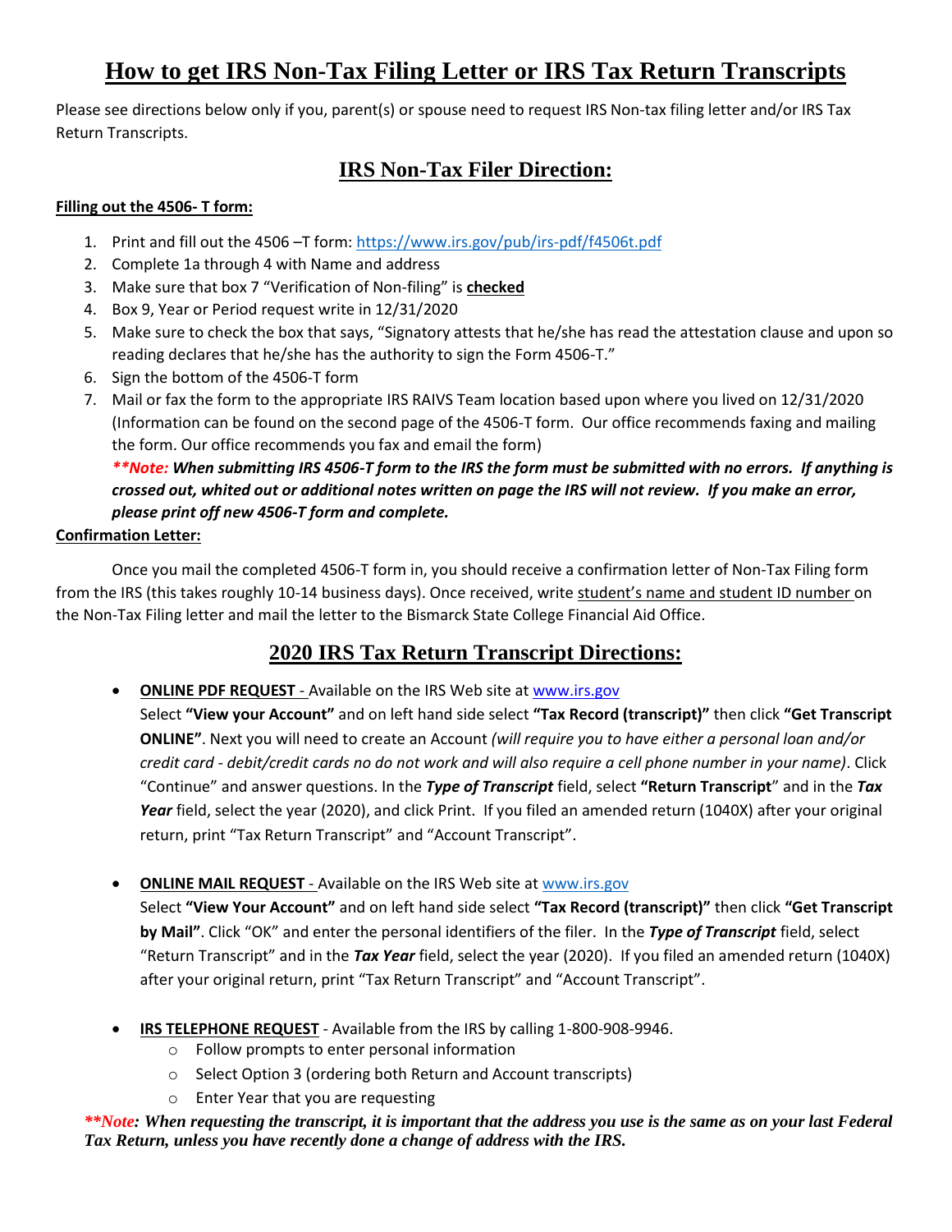# How to get IRS Non-Tax Filing Letter or IRS Tax Return Transcripts

Please see directions below only if you, parent(s) or spouse need to request IRS Non-tax filing letter and/or IRS Tax Return Transcripts.

## IRS Non-Tax Filer Direction:

**Filling out the 4506- T form:**

1. Print and fill out the 4506 –T form: https://www.irs.gov/pub/irs-pdf/f4506t.pdf
2. Complete 1a through 4 with Name and address
3. Make sure that box 7 "Verification of Non-filing" is **checked**
4. Box 9, Year or Period request write in 12/31/2020
5. Make sure to check the box that says, "Signatory attests that he/she has read the attestation clause and upon so reading declares that he/she has the authority to sign the Form 4506-T."
6. Sign the bottom of the 4506-T form
7. Mail or fax the form to the appropriate IRS RAIVS Team location based upon where you lived on 12/31/2020 (Information can be found on the second page of the 4506-T form. Our office recommends faxing and mailing the form. Our office recommends you fax and email the form)

   ***\*\*Note: When submitting IRS 4506-T form to the IRS the form must be submitted with no errors. If anything is crossed out, whited out or additional notes written on page the IRS will not review. If you make an error, please print off new 4506-T form and complete.***

**Confirmation Letter:**

Once you mail the completed 4506-T form in, you should receive a confirmation letter of Non-Tax Filing form from the IRS (this takes roughly 10-14 business days). Once received, write student's name and student ID number on the Non-Tax Filing letter and mail the letter to the Bismarck State College Financial Aid Office.

## 2020 IRS Tax Return Transcript Directions:

- **ONLINE PDF REQUEST** - Available on the IRS Web site at www.irs.gov

  Select **"View your Account"** and on left hand side select **"Tax Record (transcript)"** then click **"Get Transcript ONLINE"**. Next you will need to create an Account *(will require you to have either a personal loan and/or credit card - debit/credit cards no do not work and will also require a cell phone number in your name)*. Click "Continue" and answer questions. In the ***Type of Transcript*** field, select **"Return Transcript"** and in the ***Tax Year*** field, select the year (2020), and click Print. If you filed an amended return (1040X) after your original return, print "Tax Return Transcript" and "Account Transcript".

- **ONLINE MAIL REQUEST** - Available on the IRS Web site at www.irs.gov

  Select **"View Your Account"** and on left hand side select **"Tax Record (transcript)"** then click **"Get Transcript by Mail"**. Click "OK" and enter the personal identifiers of the filer. In the ***Type of Transcript*** field, select "Return Transcript" and in the ***Tax Year*** field, select the year (2020). If you filed an amended return (1040X) after your original return, print "Tax Return Transcript" and "Account Transcript".

- **IRS TELEPHONE REQUEST** - Available from the IRS by calling 1-800-908-9946.
  - Follow prompts to enter personal information
  - Select Option 3 (ordering both Return and Account transcripts)
  - Enter Year that you are requesting

***\*\*Note: When requesting the transcript, it is important that the address you use is the same as on your last Federal Tax Return, unless you have recently done a change of address with the IRS.***